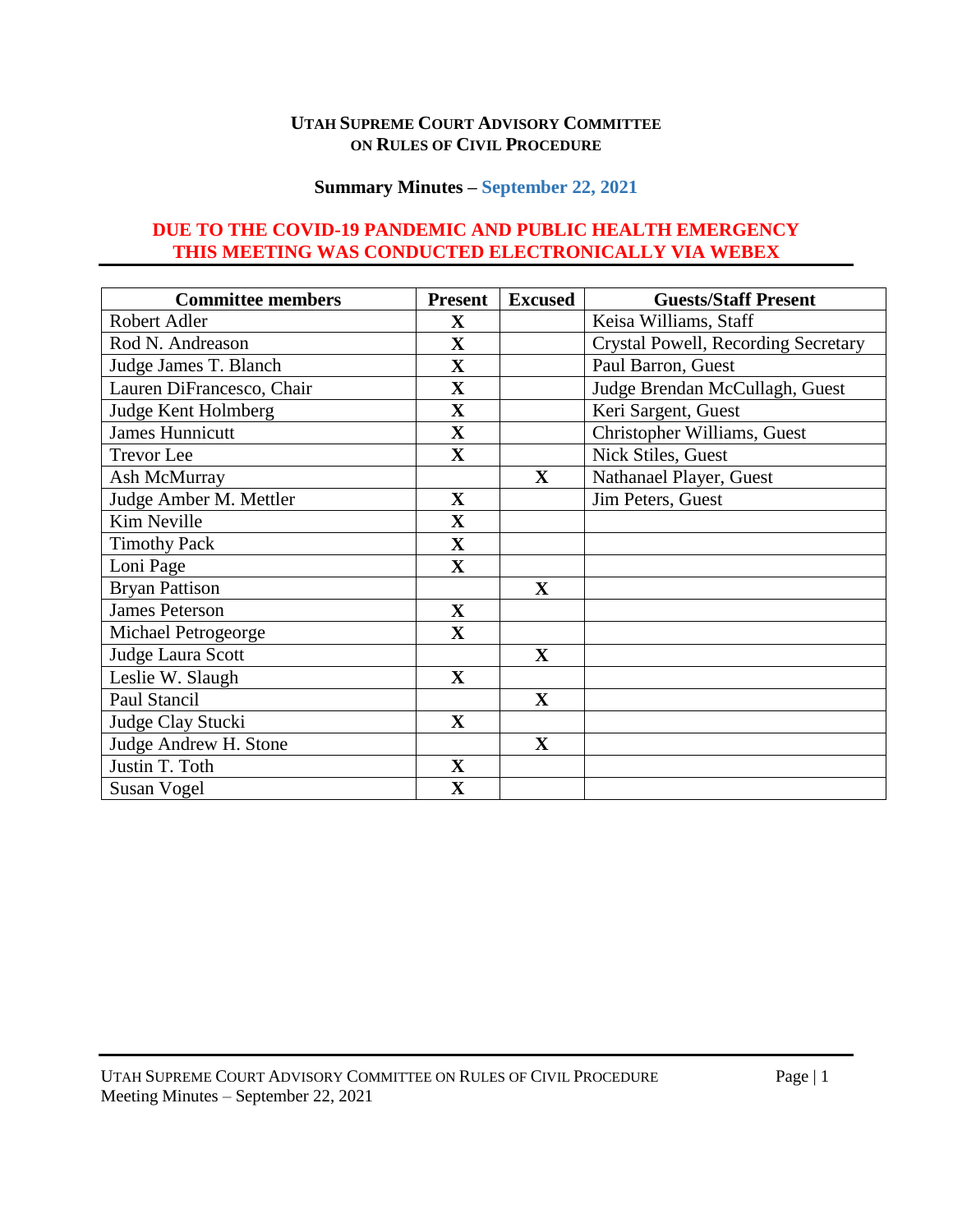**UTAH SUPREME COURT ADVISORY COMMITTEE ON RULES OF CIVIL PROCEDURE**

**Summary Minutes – September 22, 2021**

**DUE TO THE COVID-19 PANDEMIC AND PUBLIC HEALTH EMERGENCY THIS MEETING WAS CONDUCTED ELECTRONICALLY VIA WEBEX**

| Committee members | Present | Excused | Guests/Staff Present |
|---|---|---|---|
| Robert Adler | X | | Keisa Williams, Staff |
| Rod N. Andreason | X | | Crystal Powell, Recording Secretary |
| Judge James T. Blanch | X | | Paul Barron, Guest |
| Lauren DiFrancesco, Chair | X | | Judge Brendan McCullagh, Guest |
| Judge Kent Holmberg | X | | Keri Sargent, Guest |
| James Hunnicutt | X | | Christopher Williams, Guest |
| Trevor Lee | X | | Nick Stiles, Guest |
| Ash McMurray | | X | Nathanael Player, Guest |
| Judge Amber M. Mettler | X | | Jim Peters, Guest |
| Kim Neville | X | | |
| Timothy Pack | X | | |
| Loni Page | X | | |
| Bryan Pattison | | X | |
| James Peterson | X | | |
| Michael Petrogeorge | X | | |
| Judge Laura Scott | | X | |
| Leslie W. Slaugh | X | | |
| Paul Stancil | | X | |
| Judge Clay Stucki | X | | |
| Judge Andrew H. Stone | | X | |
| Justin T. Toth | X | | |
| Susan Vogel | X | | |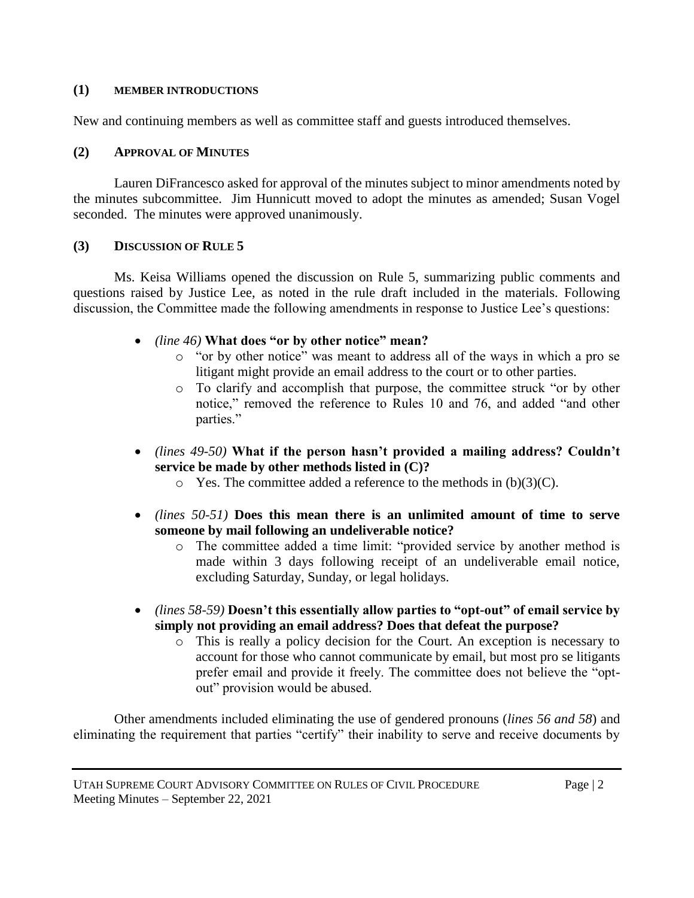## (1) MEMBER INTRODUCTIONS

New and continuing members as well as committee staff and guests introduced themselves.

## (2) APPROVAL OF MINUTES

Lauren DiFrancesco asked for approval of the minutes subject to minor amendments noted by the minutes subcommittee. Jim Hunnicutt moved to adopt the minutes as amended; Susan Vogel seconded. The minutes were approved unanimously.

## (3) DISCUSSION OF RULE 5

Ms. Keisa Williams opened the discussion on Rule 5, summarizing public comments and questions raised by Justice Lee, as noted in the rule draft included in the materials. Following discussion, the Committee made the following amendments in response to Justice Lee's questions:

- *(line 46)* **What does "or by other notice" mean?**
  - "or by other notice" was meant to address all of the ways in which a pro se litigant might provide an email address to the court or to other parties.
  - To clarify and accomplish that purpose, the committee struck "or by other notice," removed the reference to Rules 10 and 76, and added "and other parties."
- *(lines 49-50)* **What if the person hasn't provided a mailing address? Couldn't service be made by other methods listed in (C)?**
  - Yes. The committee added a reference to the methods in (b)(3)(C).
- *(lines 50-51)* **Does this mean there is an unlimited amount of time to serve someone by mail following an undeliverable notice?**
  - The committee added a time limit: "provided service by another method is made within 3 days following receipt of an undeliverable email notice, excluding Saturday, Sunday, or legal holidays.
- *(lines 58-59)* **Doesn't this essentially allow parties to "opt-out" of email service by simply not providing an email address? Does that defeat the purpose?**
  - This is really a policy decision for the Court. An exception is necessary to account for those who cannot communicate by email, but most pro se litigants prefer email and provide it freely. The committee does not believe the "opt-out" provision would be abused.

Other amendments included eliminating the use of gendered pronouns (*lines 56 and 58*) and eliminating the requirement that parties "certify" their inability to serve and receive documents by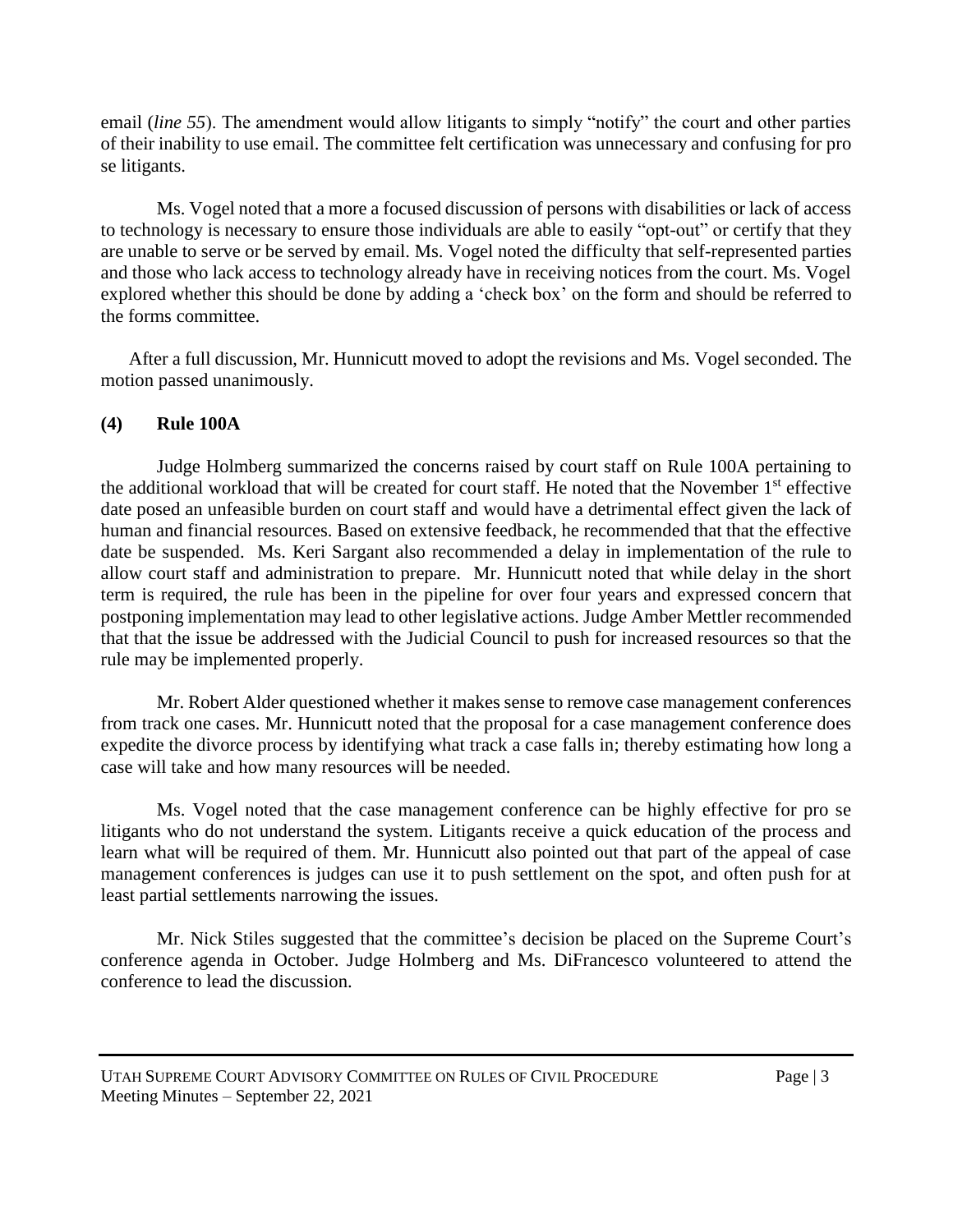email (*line 55*). The amendment would allow litigants to simply "notify" the court and other parties of their inability to use email. The committee felt certification was unnecessary and confusing for pro se litigants.

Ms. Vogel noted that a more a focused discussion of persons with disabilities or lack of access to technology is necessary to ensure those individuals are able to easily "opt-out" or certify that they are unable to serve or be served by email. Ms. Vogel noted the difficulty that self-represented parties and those who lack access to technology already have in receiving notices from the court. Ms. Vogel explored whether this should be done by adding a 'check box' on the form and should be referred to the forms committee.

After a full discussion, Mr. Hunnicutt moved to adopt the revisions and Ms. Vogel seconded. The motion passed unanimously.

## (4) Rule 100A

Judge Holmberg summarized the concerns raised by court staff on Rule 100A pertaining to the additional workload that will be created for court staff. He noted that the November 1st effective date posed an unfeasible burden on court staff and would have a detrimental effect given the lack of human and financial resources. Based on extensive feedback, he recommended that that the effective date be suspended. Ms. Keri Sargant also recommended a delay in implementation of the rule to allow court staff and administration to prepare. Mr. Hunnicutt noted that while delay in the short term is required, the rule has been in the pipeline for over four years and expressed concern that postponing implementation may lead to other legislative actions. Judge Amber Mettler recommended that that the issue be addressed with the Judicial Council to push for increased resources so that the rule may be implemented properly.

Mr. Robert Alder questioned whether it makes sense to remove case management conferences from track one cases. Mr. Hunnicutt noted that the proposal for a case management conference does expedite the divorce process by identifying what track a case falls in; thereby estimating how long a case will take and how many resources will be needed.

Ms. Vogel noted that the case management conference can be highly effective for pro se litigants who do not understand the system. Litigants receive a quick education of the process and learn what will be required of them. Mr. Hunnicutt also pointed out that part of the appeal of case management conferences is judges can use it to push settlement on the spot, and often push for at least partial settlements narrowing the issues.

Mr. Nick Stiles suggested that the committee's decision be placed on the Supreme Court's conference agenda in October. Judge Holmberg and Ms. DiFrancesco volunteered to attend the conference to lead the discussion.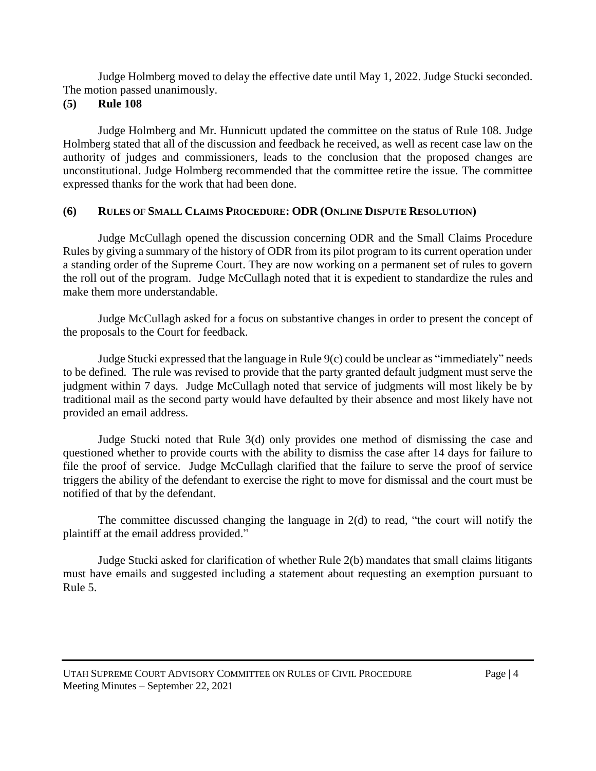Judge Holmberg moved to delay the effective date until May 1, 2022. Judge Stucki seconded. The motion passed unanimously.

## (5) Rule 108

Judge Holmberg and Mr. Hunnicutt updated the committee on the status of Rule 108. Judge Holmberg stated that all of the discussion and feedback he received, as well as recent case law on the authority of judges and commissioners, leads to the conclusion that the proposed changes are unconstitutional. Judge Holmberg recommended that the committee retire the issue. The committee expressed thanks for the work that had been done.

## (6) Rules of Small Claims Procedure: ODR (Online Dispute Resolution)

Judge McCullagh opened the discussion concerning ODR and the Small Claims Procedure Rules by giving a summary of the history of ODR from its pilot program to its current operation under a standing order of the Supreme Court. They are now working on a permanent set of rules to govern the roll out of the program. Judge McCullagh noted that it is expedient to standardize the rules and make them more understandable.

Judge McCullagh asked for a focus on substantive changes in order to present the concept of the proposals to the Court for feedback.

Judge Stucki expressed that the language in Rule 9(c) could be unclear as "immediately" needs to be defined. The rule was revised to provide that the party granted default judgment must serve the judgment within 7 days. Judge McCullagh noted that service of judgments will most likely be by traditional mail as the second party would have defaulted by their absence and most likely have not provided an email address.

Judge Stucki noted that Rule 3(d) only provides one method of dismissing the case and questioned whether to provide courts with the ability to dismiss the case after 14 days for failure to file the proof of service. Judge McCullagh clarified that the failure to serve the proof of service triggers the ability of the defendant to exercise the right to move for dismissal and the court must be notified of that by the defendant.

The committee discussed changing the language in 2(d) to read, "the court will notify the plaintiff at the email address provided."

Judge Stucki asked for clarification of whether Rule 2(b) mandates that small claims litigants must have emails and suggested including a statement about requesting an exemption pursuant to Rule 5.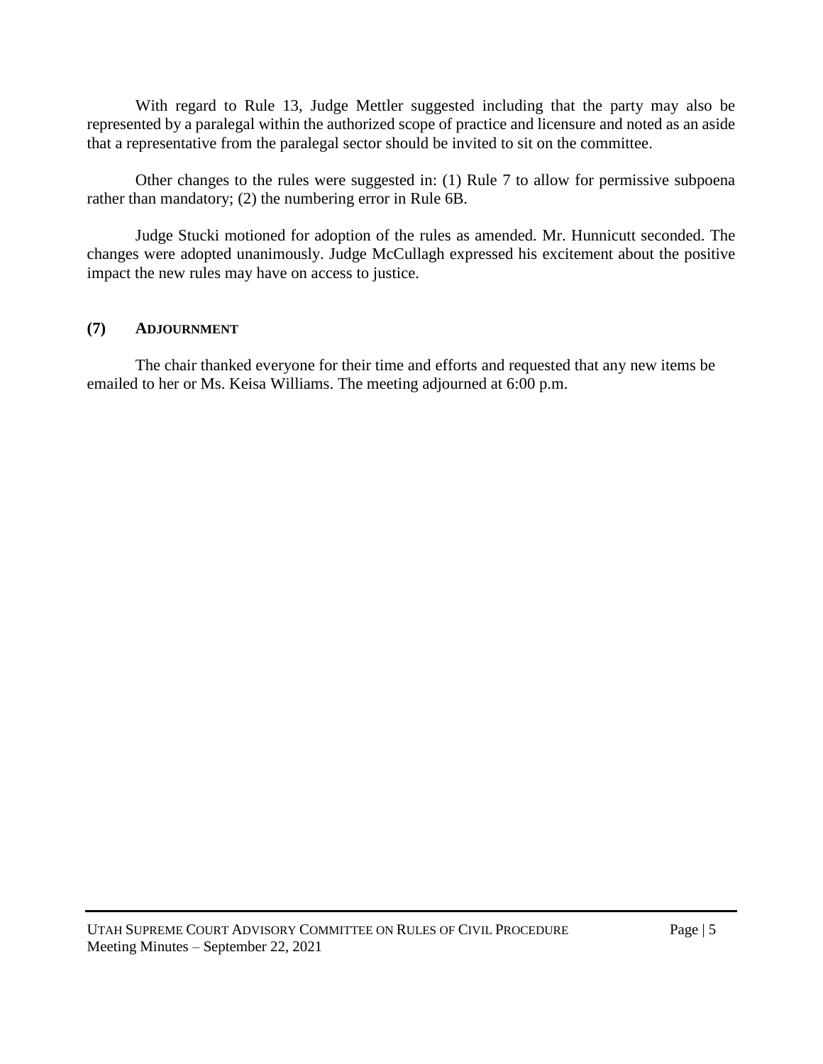With regard to Rule 13, Judge Mettler suggested including that the party may also be represented by a paralegal within the authorized scope of practice and licensure and noted as an aside that a representative from the paralegal sector should be invited to sit on the committee.

Other changes to the rules were suggested in: (1) Rule 7 to allow for permissive subpoena rather than mandatory; (2) the numbering error in Rule 6B.

Judge Stucki motioned for adoption of the rules as amended. Mr. Hunnicutt seconded. The changes were adopted unanimously. Judge McCullagh expressed his excitement about the positive impact the new rules may have on access to justice.

## (7) ADJOURNMENT

The chair thanked everyone for their time and efforts and requested that any new items be emailed to her or Ms. Keisa Williams. The meeting adjourned at 6:00 p.m.